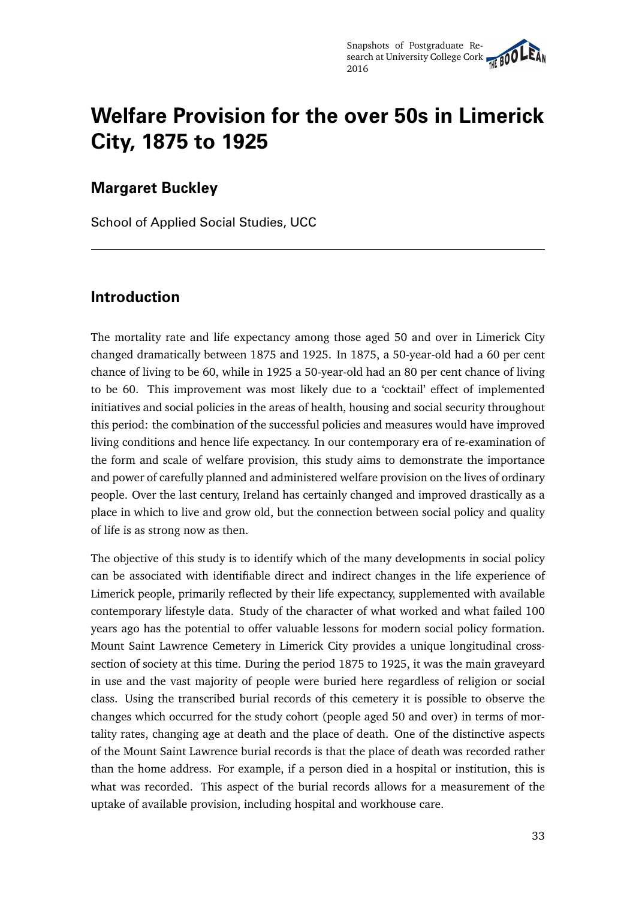# Welfare Provision for the over 50s in Limerick City, 1875 to 1925

## Margaret Buckley

School of Applied Social Studies, UCC

---

## Introduction

The mortality rate and life expectancy among those aged 50 and over in Limerick City changed dramatically between 1875 and 1925. In 1875, a 50-year-old had a 60 per cent chance of living to be 60, while in 1925 a 50-year-old had an 80 per cent chance of living to be 60. This improvement was most likely due to a 'cocktail' effect of implemented initiatives and social policies in the areas of health, housing and social security throughout this period: the combination of the successful policies and measures would have improved living conditions and hence life expectancy. In our contemporary era of re-examination of the form and scale of welfare provision, this study aims to demonstrate the importance and power of carefully planned and administered welfare provision on the lives of ordinary people. Over the last century, Ireland has certainly changed and improved drastically as a place in which to live and grow old, but the connection between social policy and quality of life is as strong now as then.

The objective of this study is to identify which of the many developments in social policy can be associated with identifiable direct and indirect changes in the life experience of Limerick people, primarily reflected by their life expectancy, supplemented with available contemporary lifestyle data. Study of the character of what worked and what failed 100 years ago has the potential to offer valuable lessons for modern social policy formation. Mount Saint Lawrence Cemetery in Limerick City provides a unique longitudinal cross-section of society at this time. During the period 1875 to 1925, it was the main graveyard in use and the vast majority of people were buried here regardless of religion or social class. Using the transcribed burial records of this cemetery it is possible to observe the changes which occurred for the study cohort (people aged 50 and over) in terms of mortality rates, changing age at death and the place of death. One of the distinctive aspects of the Mount Saint Lawrence burial records is that the place of death was recorded rather than the home address. For example, if a person died in a hospital or institution, this is what was recorded. This aspect of the burial records allows for a measurement of the uptake of available provision, including hospital and workhouse care.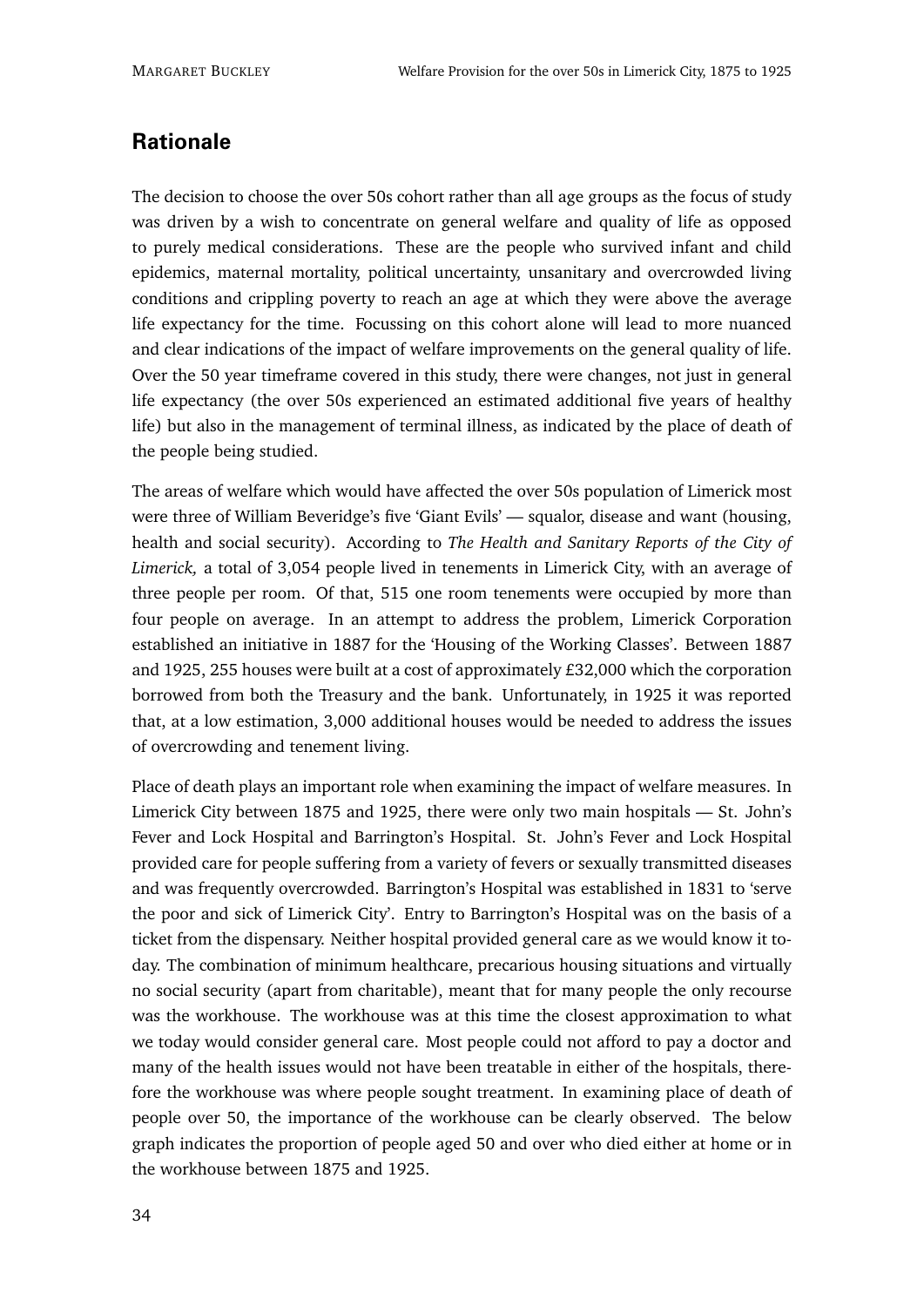## Rationale

The decision to choose the over 50s cohort rather than all age groups as the focus of study was driven by a wish to concentrate on general welfare and quality of life as opposed to purely medical considerations. These are the people who survived infant and child epidemics, maternal mortality, political uncertainty, unsanitary and overcrowded living conditions and crippling poverty to reach an age at which they were above the average life expectancy for the time. Focussing on this cohort alone will lead to more nuanced and clear indications of the impact of welfare improvements on the general quality of life. Over the 50 year timeframe covered in this study, there were changes, not just in general life expectancy (the over 50s experienced an estimated additional five years of healthy life) but also in the management of terminal illness, as indicated by the place of death of the people being studied.

The areas of welfare which would have affected the over 50s population of Limerick most were three of William Beveridge's five 'Giant Evils' — squalor, disease and want (housing, health and social security). According to *The Health and Sanitary Reports of the City of Limerick,* a total of 3,054 people lived in tenements in Limerick City, with an average of three people per room. Of that, 515 one room tenements were occupied by more than four people on average. In an attempt to address the problem, Limerick Corporation established an initiative in 1887 for the 'Housing of the Working Classes'. Between 1887 and 1925, 255 houses were built at a cost of approximately £32,000 which the corporation borrowed from both the Treasury and the bank. Unfortunately, in 1925 it was reported that, at a low estimation, 3,000 additional houses would be needed to address the issues of overcrowding and tenement living.

Place of death plays an important role when examining the impact of welfare measures. In Limerick City between 1875 and 1925, there were only two main hospitals — St. John's Fever and Lock Hospital and Barrington's Hospital. St. John's Fever and Lock Hospital provided care for people suffering from a variety of fevers or sexually transmitted diseases and was frequently overcrowded. Barrington's Hospital was established in 1831 to 'serve the poor and sick of Limerick City'. Entry to Barrington's Hospital was on the basis of a ticket from the dispensary. Neither hospital provided general care as we would know it today. The combination of minimum healthcare, precarious housing situations and virtually no social security (apart from charitable), meant that for many people the only recourse was the workhouse. The workhouse was at this time the closest approximation to what we today would consider general care. Most people could not afford to pay a doctor and many of the health issues would not have been treatable in either of the hospitals, therefore the workhouse was where people sought treatment. In examining place of death of people over 50, the importance of the workhouse can be clearly observed. The below graph indicates the proportion of people aged 50 and over who died either at home or in the workhouse between 1875 and 1925.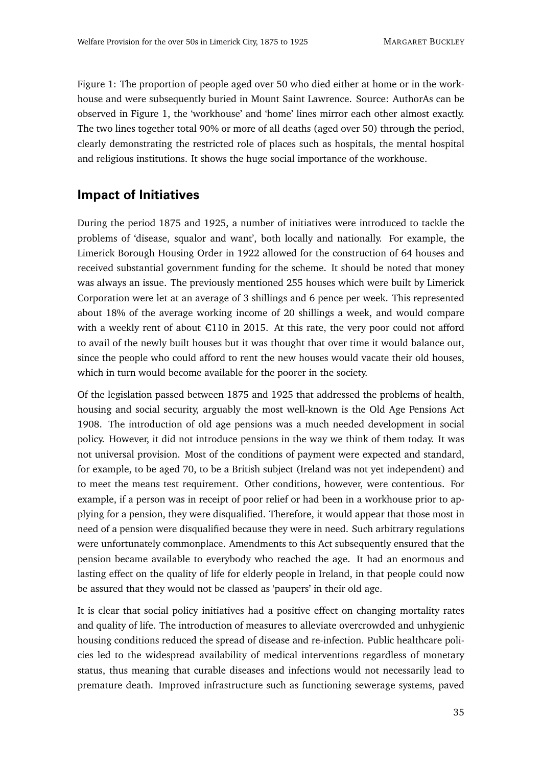Figure 1: The proportion of people aged over 50 who died either at home or in the workhouse and were subsequently buried in Mount Saint Lawrence. Source: AuthorAs can be observed in Figure 1, the 'workhouse' and 'home' lines mirror each other almost exactly. The two lines together total 90% or more of all deaths (aged over 50) through the period, clearly demonstrating the restricted role of places such as hospitals, the mental hospital and religious institutions. It shows the huge social importance of the workhouse.

## Impact of Initiatives

During the period 1875 and 1925, a number of initiatives were introduced to tackle the problems of 'disease, squalor and want', both locally and nationally. For example, the Limerick Borough Housing Order in 1922 allowed for the construction of 64 houses and received substantial government funding for the scheme. It should be noted that money was always an issue. The previously mentioned 255 houses which were built by Limerick Corporation were let at an average of 3 shillings and 6 pence per week. This represented about 18% of the average working income of 20 shillings a week, and would compare with a weekly rent of about €110 in 2015. At this rate, the very poor could not afford to avail of the newly built houses but it was thought that over time it would balance out, since the people who could afford to rent the new houses would vacate their old houses, which in turn would become available for the poorer in the society.

Of the legislation passed between 1875 and 1925 that addressed the problems of health, housing and social security, arguably the most well-known is the Old Age Pensions Act 1908. The introduction of old age pensions was a much needed development in social policy. However, it did not introduce pensions in the way we think of them today. It was not universal provision. Most of the conditions of payment were expected and standard, for example, to be aged 70, to be a British subject (Ireland was not yet independent) and to meet the means test requirement. Other conditions, however, were contentious. For example, if a person was in receipt of poor relief or had been in a workhouse prior to applying for a pension, they were disqualified. Therefore, it would appear that those most in need of a pension were disqualified because they were in need. Such arbitrary regulations were unfortunately commonplace. Amendments to this Act subsequently ensured that the pension became available to everybody who reached the age. It had an enormous and lasting effect on the quality of life for elderly people in Ireland, in that people could now be assured that they would not be classed as 'paupers' in their old age.

It is clear that social policy initiatives had a positive effect on changing mortality rates and quality of life. The introduction of measures to alleviate overcrowded and unhygienic housing conditions reduced the spread of disease and re-infection. Public healthcare policies led to the widespread availability of medical interventions regardless of monetary status, thus meaning that curable diseases and infections would not necessarily lead to premature death. Improved infrastructure such as functioning sewerage systems, paved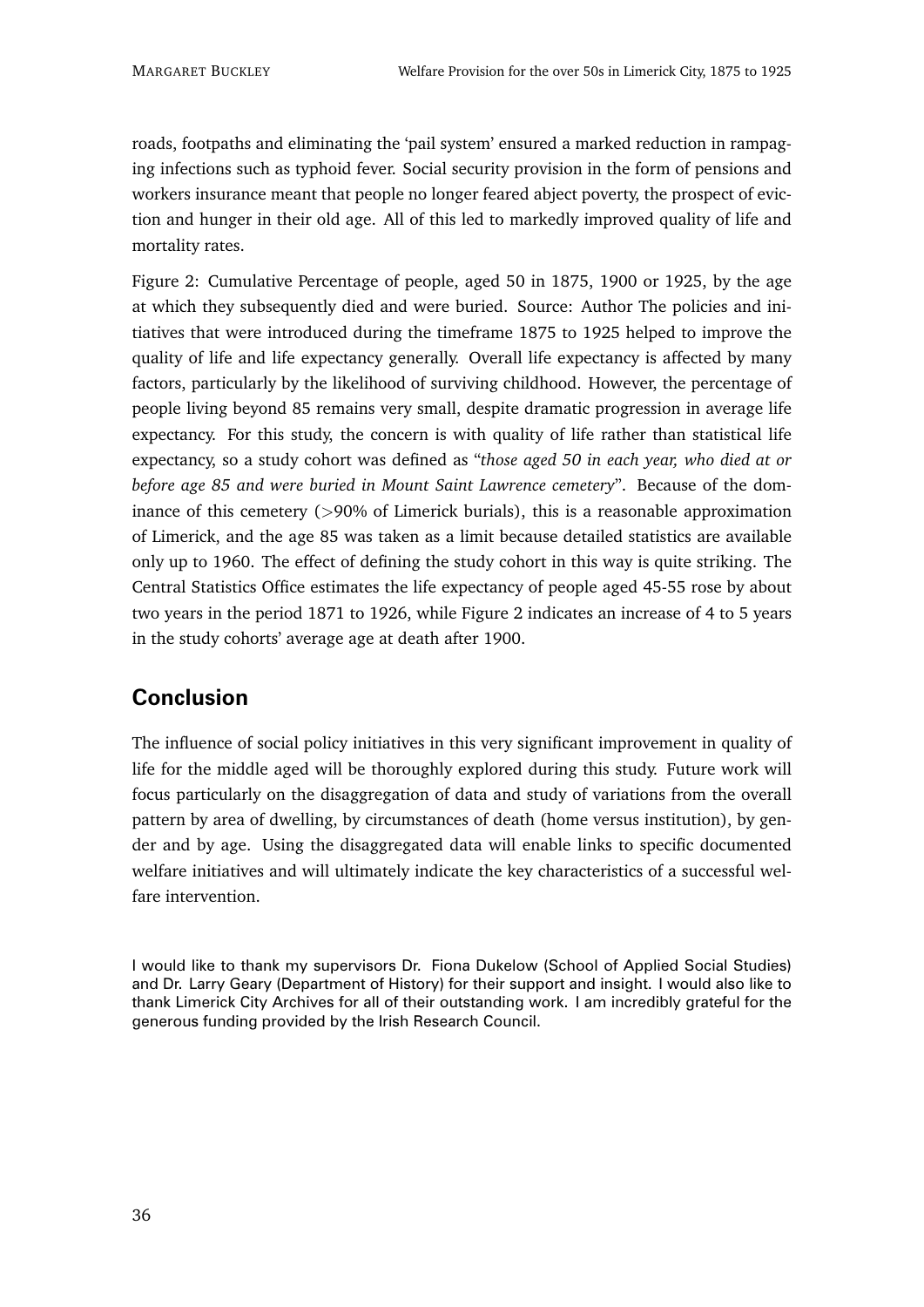roads, footpaths and eliminating the 'pail system' ensured a marked reduction in rampaging infections such as typhoid fever. Social security provision in the form of pensions and workers insurance meant that people no longer feared abject poverty, the prospect of eviction and hunger in their old age. All of this led to markedly improved quality of life and mortality rates.

Figure 2: Cumulative Percentage of people, aged 50 in 1875, 1900 or 1925, by the age at which they subsequently died and were buried. Source: Author The policies and initiatives that were introduced during the timeframe 1875 to 1925 helped to improve the quality of life and life expectancy generally. Overall life expectancy is affected by many factors, particularly by the likelihood of surviving childhood. However, the percentage of people living beyond 85 remains very small, despite dramatic progression in average life expectancy. For this study, the concern is with quality of life rather than statistical life expectancy, so a study cohort was defined as "*those aged 50 in each year, who died at or before age 85 and were buried in Mount Saint Lawrence cemetery*". Because of the dominance of this cemetery (>90% of Limerick burials), this is a reasonable approximation of Limerick, and the age 85 was taken as a limit because detailed statistics are available only up to 1960. The effect of defining the study cohort in this way is quite striking. The Central Statistics Office estimates the life expectancy of people aged 45-55 rose by about two years in the period 1871 to 1926, while Figure 2 indicates an increase of 4 to 5 years in the study cohorts' average age at death after 1900.

## Conclusion

The influence of social policy initiatives in this very significant improvement in quality of life for the middle aged will be thoroughly explored during this study. Future work will focus particularly on the disaggregation of data and study of variations from the overall pattern by area of dwelling, by circumstances of death (home versus institution), by gender and by age. Using the disaggregated data will enable links to specific documented welfare initiatives and will ultimately indicate the key characteristics of a successful welfare intervention.

I would like to thank my supervisors Dr. Fiona Dukelow (School of Applied Social Studies) and Dr. Larry Geary (Department of History) for their support and insight. I would also like to thank Limerick City Archives for all of their outstanding work. I am incredibly grateful for the generous funding provided by the Irish Research Council.